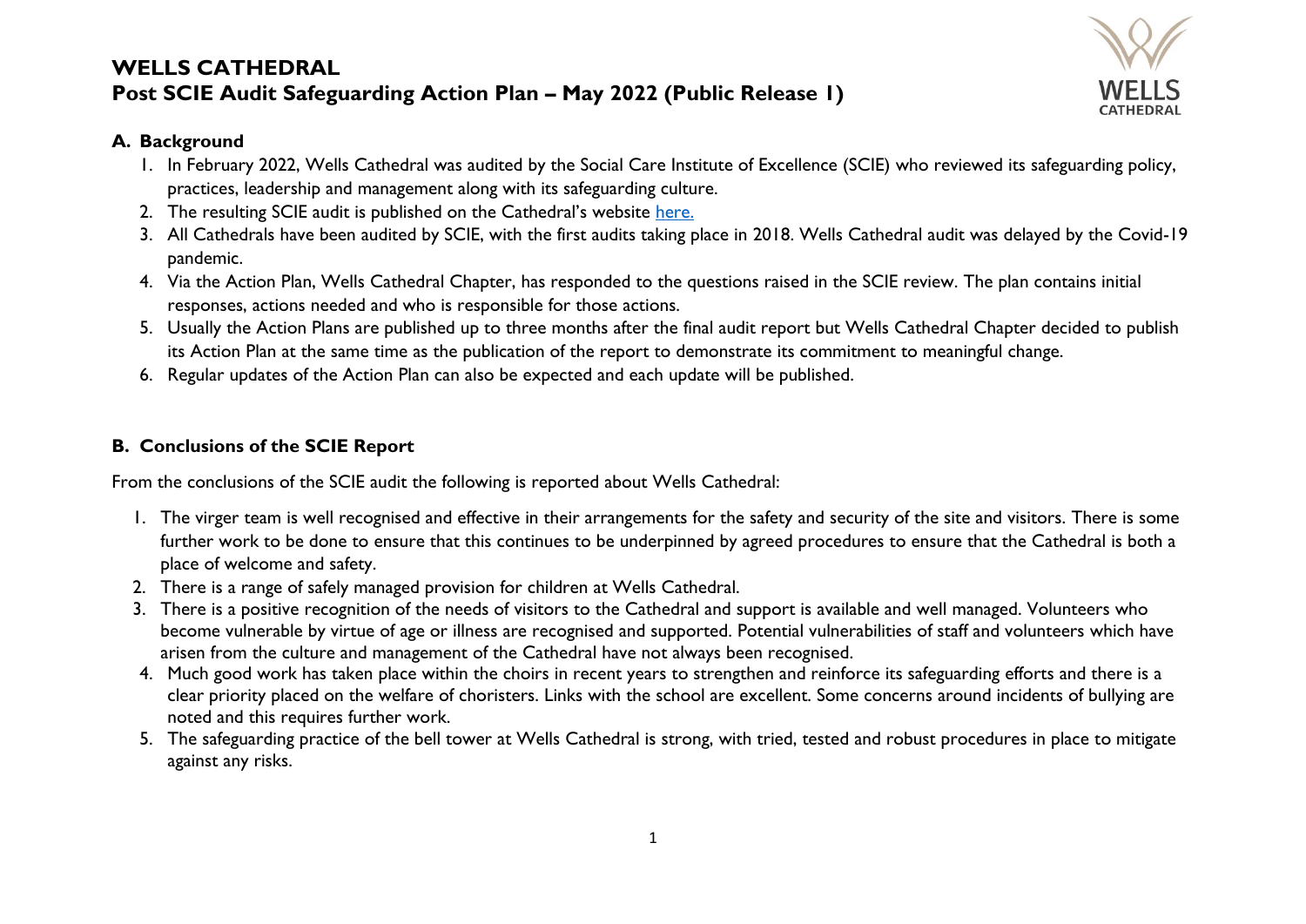# WELLS CATHEDRAL

## Post SCIE Audit Safeguarding Action Plan – May 2022 (Public Release 1)

### A. Background

1. In February 2022, Wells Cathedral was audited by the Social Care Institute of Excellence (SCIE) who reviewed its safeguarding policy, practices, leadership and management along with its safeguarding culture.
2. The resulting SCIE audit is published on the Cathedral's website here.
3. All Cathedrals have been audited by SCIE, with the first audits taking place in 2018. Wells Cathedral audit was delayed by the Covid-19 pandemic.
4. Via the Action Plan, Wells Cathedral Chapter, has responded to the questions raised in the SCIE review. The plan contains initial responses, actions needed and who is responsible for those actions.
5. Usually the Action Plans are published up to three months after the final audit report but Wells Cathedral Chapter decided to publish its Action Plan at the same time as the publication of the report to demonstrate its commitment to meaningful change.
6. Regular updates of the Action Plan can also be expected and each update will be published.

### B. Conclusions of the SCIE Report

From the conclusions of the SCIE audit the following is reported about Wells Cathedral:

1. The virger team is well recognised and effective in their arrangements for the safety and security of the site and visitors. There is some further work to be done to ensure that this continues to be underpinned by agreed procedures to ensure that the Cathedral is both a place of welcome and safety.
2. There is a range of safely managed provision for children at Wells Cathedral.
3. There is a positive recognition of the needs of visitors to the Cathedral and support is available and well managed. Volunteers who become vulnerable by virtue of age or illness are recognised and supported. Potential vulnerabilities of staff and volunteers which have arisen from the culture and management of the Cathedral have not always been recognised.
4. Much good work has taken place within the choirs in recent years to strengthen and reinforce its safeguarding efforts and there is a clear priority placed on the welfare of choristers. Links with the school are excellent. Some concerns around incidents of bullying are noted and this requires further work.
5. The safeguarding practice of the bell tower at Wells Cathedral is strong, with tried, tested and robust procedures in place to mitigate against any risks.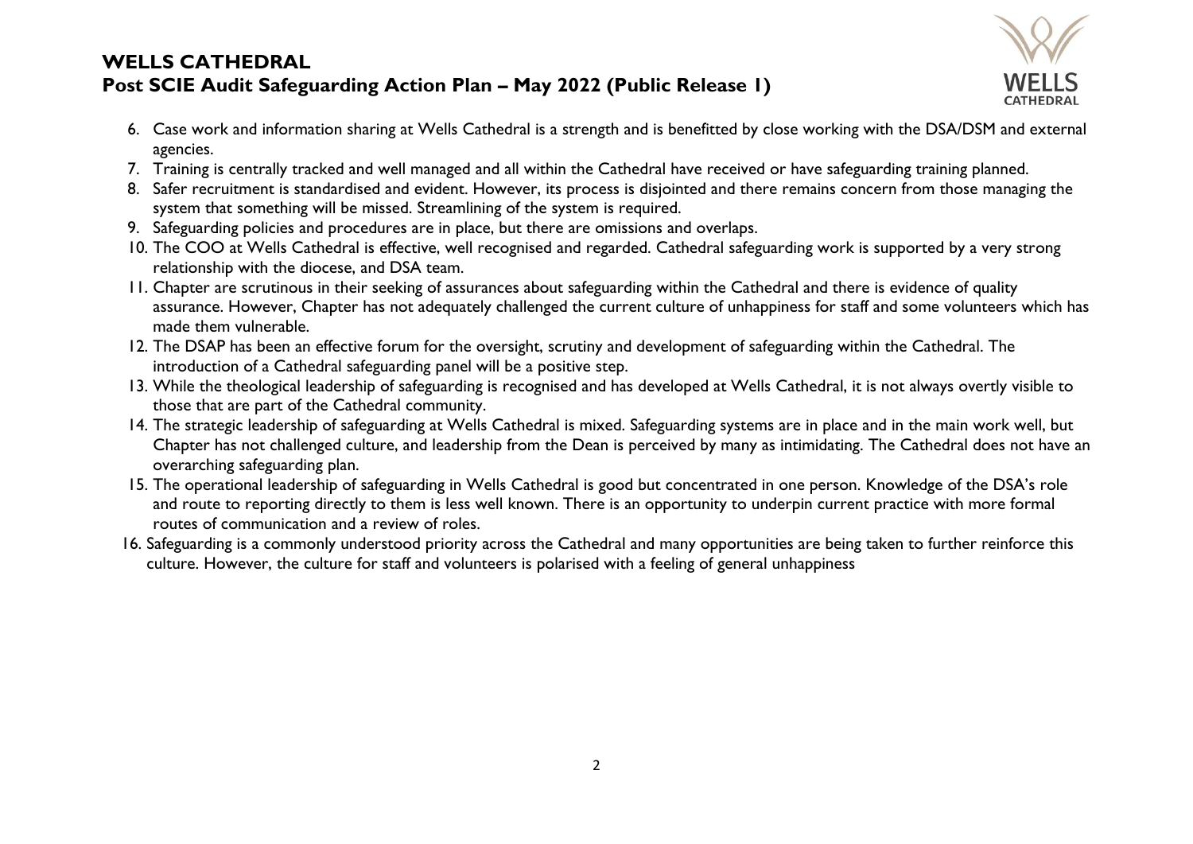6. Case work and information sharing at Wells Cathedral is a strength and is benefitted by close working with the DSA/DSM and external agencies.
7. Training is centrally tracked and well managed and all within the Cathedral have received or have safeguarding training planned.
8. Safer recruitment is standardised and evident. However, its process is disjointed and there remains concern from those managing the system that something will be missed. Streamlining of the system is required.
9. Safeguarding policies and procedures are in place, but there are omissions and overlaps.
10. The COO at Wells Cathedral is effective, well recognised and regarded. Cathedral safeguarding work is supported by a very strong relationship with the diocese, and DSA team.
11. Chapter are scrutinous in their seeking of assurances about safeguarding within the Cathedral and there is evidence of quality assurance. However, Chapter has not adequately challenged the current culture of unhappiness for staff and some volunteers which has made them vulnerable.
12. The DSAP has been an effective forum for the oversight, scrutiny and development of safeguarding within the Cathedral. The introduction of a Cathedral safeguarding panel will be a positive step.
13. While the theological leadership of safeguarding is recognised and has developed at Wells Cathedral, it is not always overtly visible to those that are part of the Cathedral community.
14. The strategic leadership of safeguarding at Wells Cathedral is mixed. Safeguarding systems are in place and in the main work well, but Chapter has not challenged culture, and leadership from the Dean is perceived by many as intimidating. The Cathedral does not have an overarching safeguarding plan.
15. The operational leadership of safeguarding in Wells Cathedral is good but concentrated in one person. Knowledge of the DSA's role and route to reporting directly to them is less well known. There is an opportunity to underpin current practice with more formal routes of communication and a review of roles.
16. Safeguarding is a commonly understood priority across the Cathedral and many opportunities are being taken to further reinforce this culture. However, the culture for staff and volunteers is polarised with a feeling of general unhappiness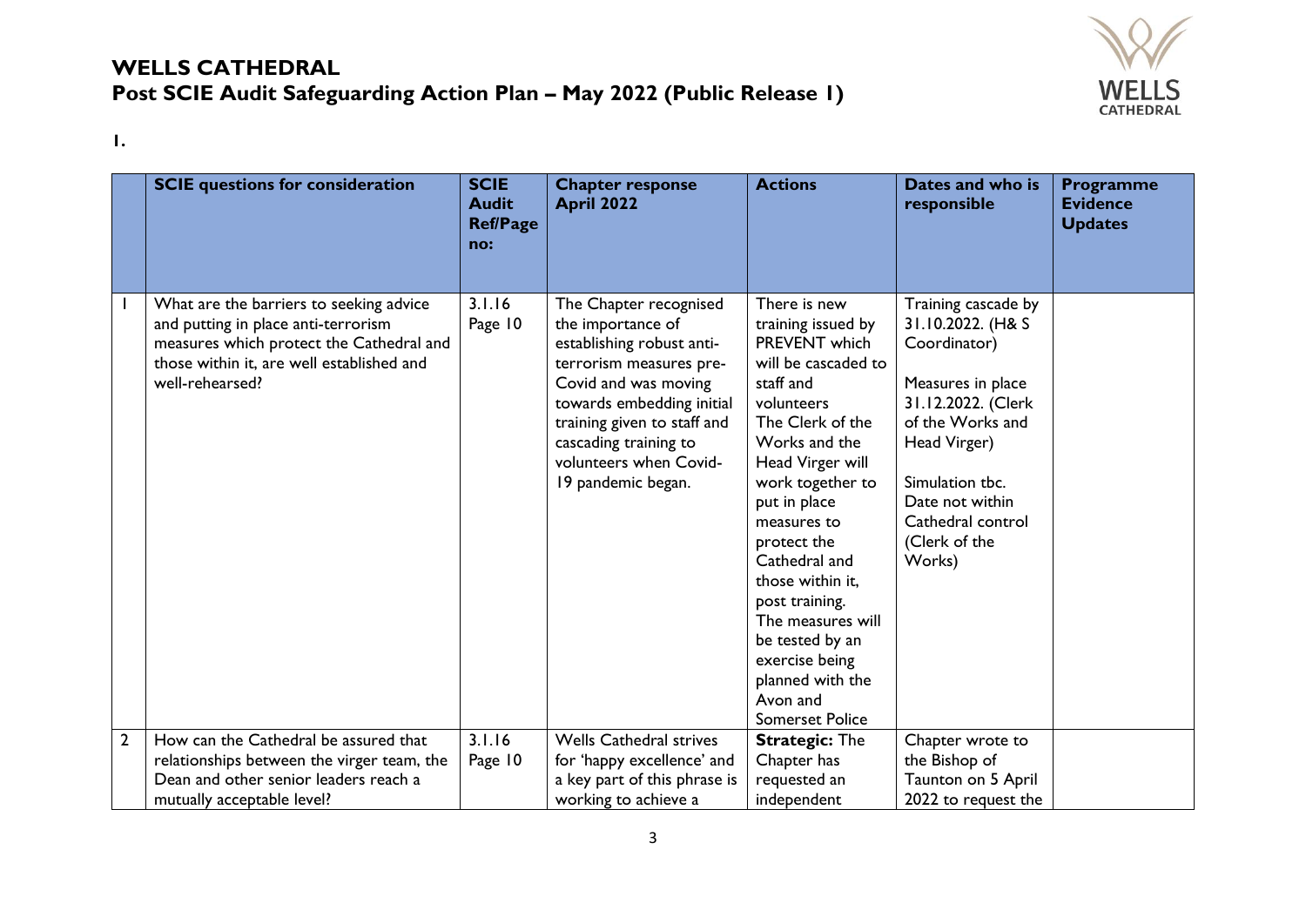# WELLS CATHEDRAL

## Post SCIE Audit Safeguarding Action Plan – May 2022 (Public Release 1)

**1.**

| | **SCIE questions for consideration** | **SCIE Audit Ref/Page no:** | **Chapter response April 2022** | **Actions** | **Dates and who is responsible** | **Programme Evidence Updates** |
|---|---|---|---|---|---|---|
| 1 | What are the barriers to seeking advice and putting in place anti-terrorism measures which protect the Cathedral and those within it, are well established and well-rehearsed? | 3.1.16 Page 10 | The Chapter recognised the importance of establishing robust anti-terrorism measures pre-Covid and was moving towards embedding initial training given to staff and cascading training to volunteers when Covid-19 pandemic began. | There is new training issued by PREVENT which will be cascaded to staff and volunteers The Clerk of the Works and the Head Virger will work together to put in place measures to protect the Cathedral and those within it, post training. The measures will be tested by an exercise being planned with the Avon and Somerset Police | Training cascade by 31.10.2022. (H& S Coordinator)<br><br>Measures in place 31.12.2022. (Clerk of the Works and Head Virger)<br><br>Simulation tbc. Date not within Cathedral control (Clerk of the Works) | |
| 2 | How can the Cathedral be assured that relationships between the virger team, the Dean and other senior leaders reach a mutually acceptable level? | 3.1.16 Page 10 | Wells Cathedral strives for 'happy excellence' and a key part of this phrase is working to achieve a | **Strategic:** The Chapter has requested an independent | Chapter wrote to the Bishop of Taunton on 5 April 2022 to request the | |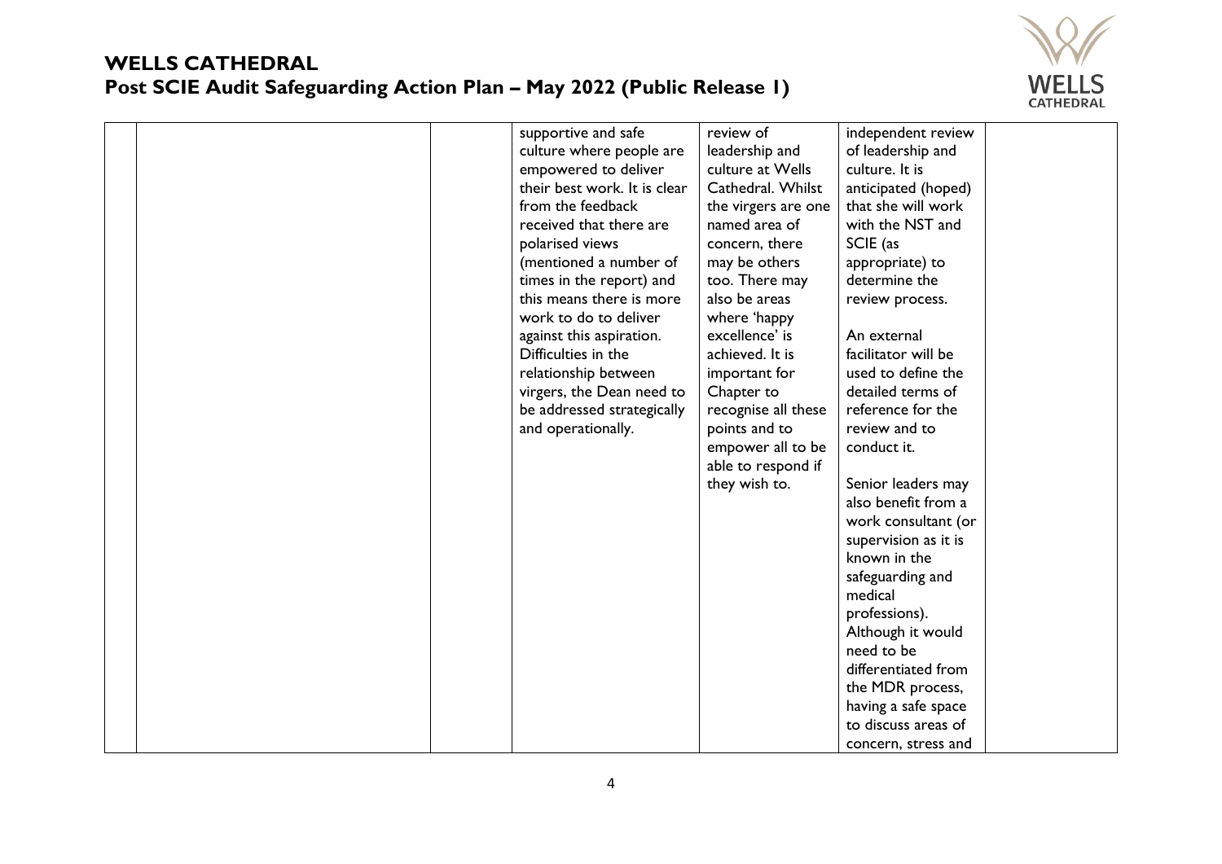# WELLS CATHEDRAL
## Post SCIE Audit Safeguarding Action Plan – May 2022 (Public Release 1)

| | | | | | | |
|---|---|---|---|---|---|---|
| | | | supportive and safe culture where people are empowered to deliver their best work. It is clear from the feedback received that there are polarised views (mentioned a number of times in the report) and this means there is more work to do to deliver against this aspiration. Difficulties in the relationship between virgers, the Dean need to be addressed strategically and operationally. | review of leadership and culture at Wells Cathedral. Whilst the virgers are one named area of concern, there may be others too. There may also be areas where 'happy excellence' is achieved. It is important for Chapter to recognise all these points and to empower all to be able to respond if they wish to. | independent review of leadership and culture. It is anticipated (hoped) that she will work with the NST and SCIE (as appropriate) to determine the review process.<br><br>An external facilitator will be used to define the detailed terms of reference for the review and to conduct it.<br><br>Senior leaders may also benefit from a work consultant (or supervision as it is known in the safeguarding and medical professions). Although it would need to be differentiated from the MDR process, having a safe space to discuss areas of concern, stress and | |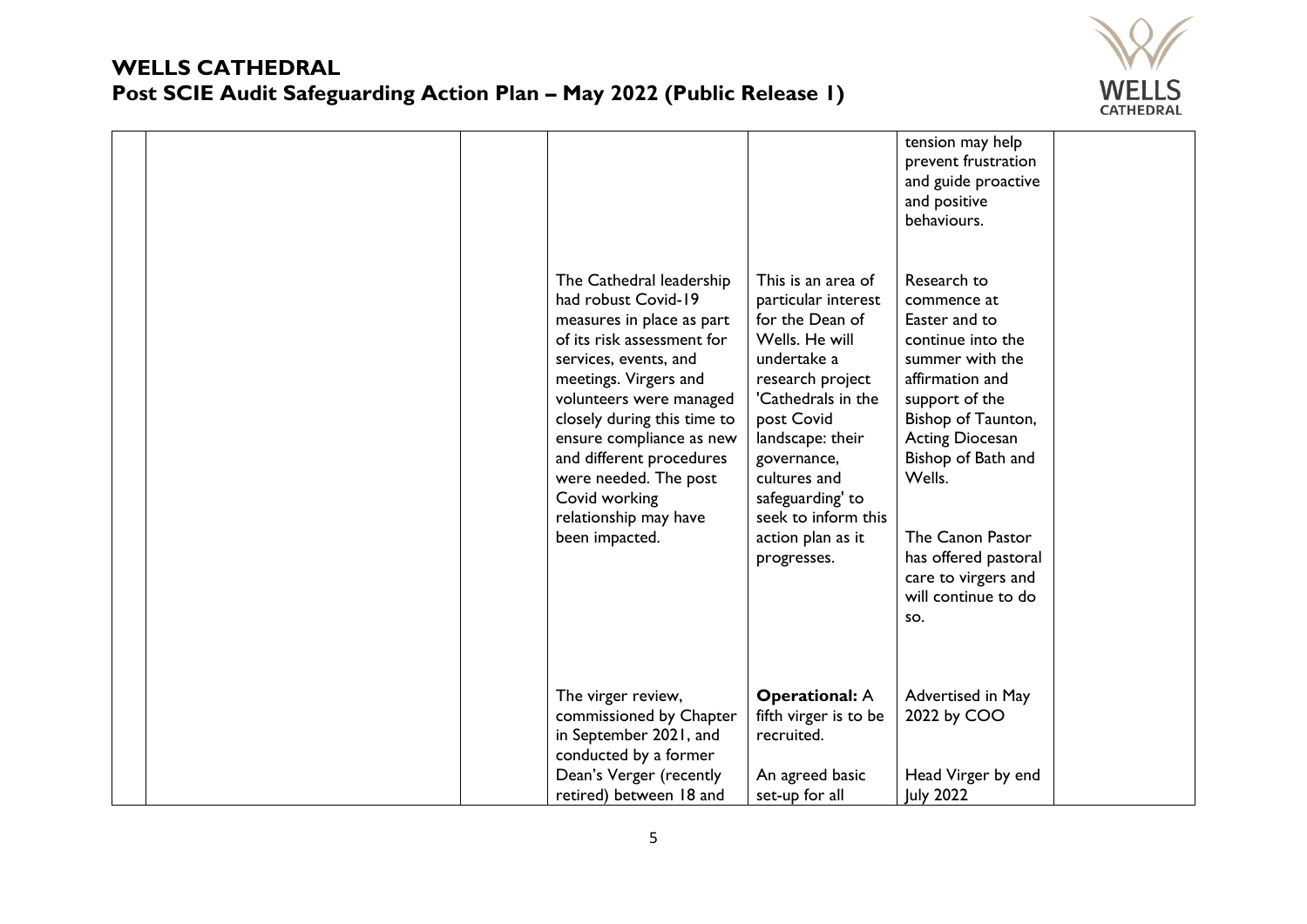| | | | | | | |
|---|---|---|---|---|---|---|
| | | | | | tension may help prevent frustration and guide proactive and positive behaviours. | |
| | | | The Cathedral leadership had robust Covid-19 measures in place as part of its risk assessment for services, events, and meetings. Virgers and volunteers were managed closely during this time to ensure compliance as new and different procedures were needed. The post Covid working relationship may have been impacted. | This is an area of particular interest for the Dean of Wells. He will undertake a research project 'Cathedrals in the post Covid landscape: their governance, cultures and safeguarding' to seek to inform this action plan as it progresses. | Research to commence at Easter and to continue into the summer with the affirmation and support of the Bishop of Taunton, Acting Diocesan Bishop of Bath and Wells.<br><br>The Canon Pastor has offered pastoral care to virgers and will continue to do so. | |
| | | | The virger review, commissioned by Chapter in September 2021, and conducted by a former Dean's Verger (recently retired) between 18 and | **Operational:** A fifth virger is to be recruited.<br><br>An agreed basic set-up for all | Advertised in May 2022 by COO<br><br>Head Virger by end July 2022 | |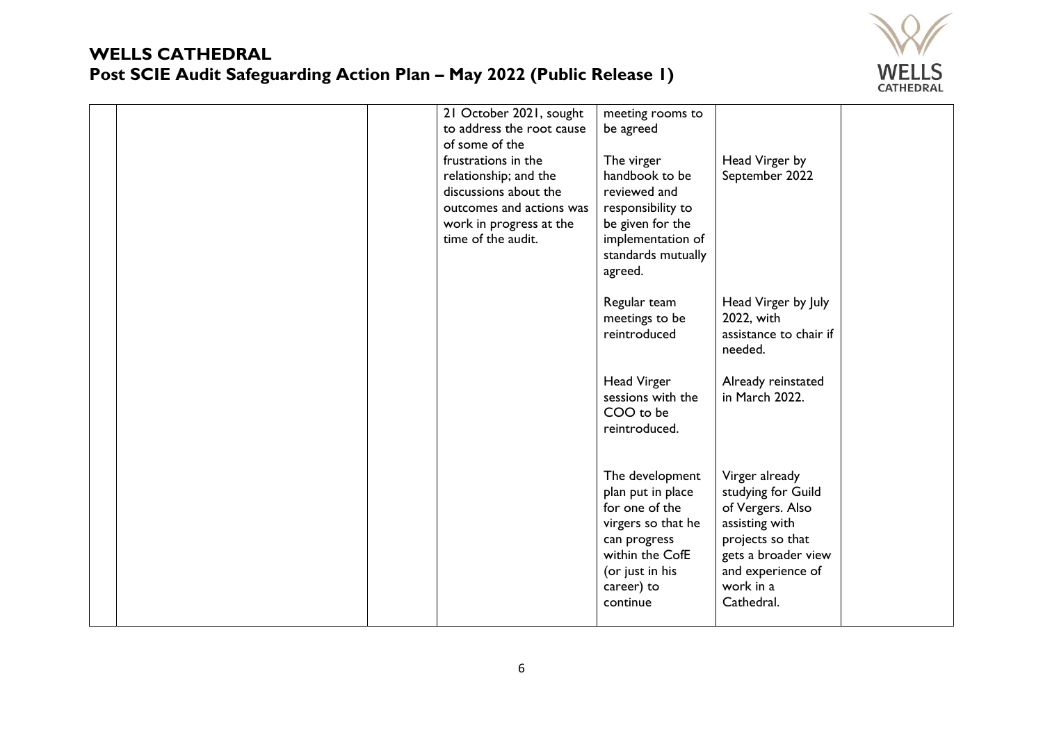|  |  |  | 21 October 2021, sought to address the root cause of some of the frustrations in the relationship; and the discussions about the outcomes and actions was work in progress at the time of the audit. | meeting rooms to be agreed |  |  |
|---|---|---|---|---|---|---|
|  |  |  |  | The virger handbook to be reviewed and responsibility to be given for the implementation of standards mutually agreed. | Head Virger by September 2022 |  |
|  |  |  |  | Regular team meetings to be reintroduced | Head Virger by July 2022, with assistance to chair if needed. |  |
|  |  |  |  | Head Virger sessions with the COO to be reintroduced. | Already reinstated in March 2022. |  |
|  |  |  |  | The development plan put in place for one of the virgers so that he can progress within the CofE (or just in his career) to continue | Virger already studying for Guild of Vergers. Also assisting with projects so that gets a broader view and experience of work in a Cathedral. |  |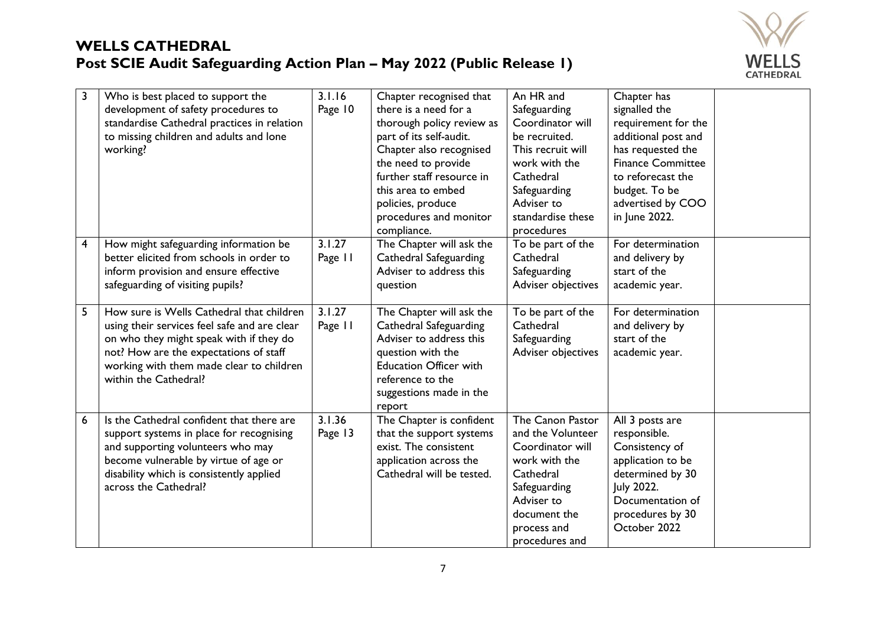# WELLS CATHEDRAL

## Post SCIE Audit Safeguarding Action Plan – May 2022 (Public Release 1)

| 3 | Who is best placed to support the development of safety procedures to standardise Cathedral practices in relation to missing children and adults and lone working? | 3.1.16 Page 10 | Chapter recognised that there is a need for a thorough policy review as part of its self-audit. Chapter also recognised the need to provide further staff resource in this area to embed policies, produce procedures and monitor compliance. | An HR and Safeguarding Coordinator will be recruited. This recruit will work with the Cathedral Safeguarding Adviser to standardise these procedures | Chapter has signalled the requirement for the additional post and has requested the Finance Committee to reforecast the budget. To be advertised by COO in June 2022. | |
|---|---|---|---|---|---|---|
| 4 | How might safeguarding information be better elicited from schools in order to inform provision and ensure effective safeguarding of visiting pupils? | 3.1.27 Page 11 | The Chapter will ask the Cathedral Safeguarding Adviser to address this question | To be part of the Cathedral Safeguarding Adviser objectives | For determination and delivery by start of the academic year. | |
| 5 | How sure is Wells Cathedral that children using their services feel safe and are clear on who they might speak with if they do not? How are the expectations of staff working with them made clear to children within the Cathedral? | 3.1.27 Page 11 | The Chapter will ask the Cathedral Safeguarding Adviser to address this question with the Education Officer with reference to the suggestions made in the report | To be part of the Cathedral Safeguarding Adviser objectives | For determination and delivery by start of the academic year. | |
| 6 | Is the Cathedral confident that there are support systems in place for recognising and supporting volunteers who may become vulnerable by virtue of age or disability which is consistently applied across the Cathedral? | 3.1.36 Page 13 | The Chapter is confident that the support systems exist. The consistent application across the Cathedral will be tested. | The Canon Pastor and the Volunteer Coordinator will work with the Cathedral Safeguarding Adviser to document the process and procedures and | All 3 posts are responsible. Consistency of application to be determined by 30 July 2022. Documentation of procedures by 30 October 2022 | |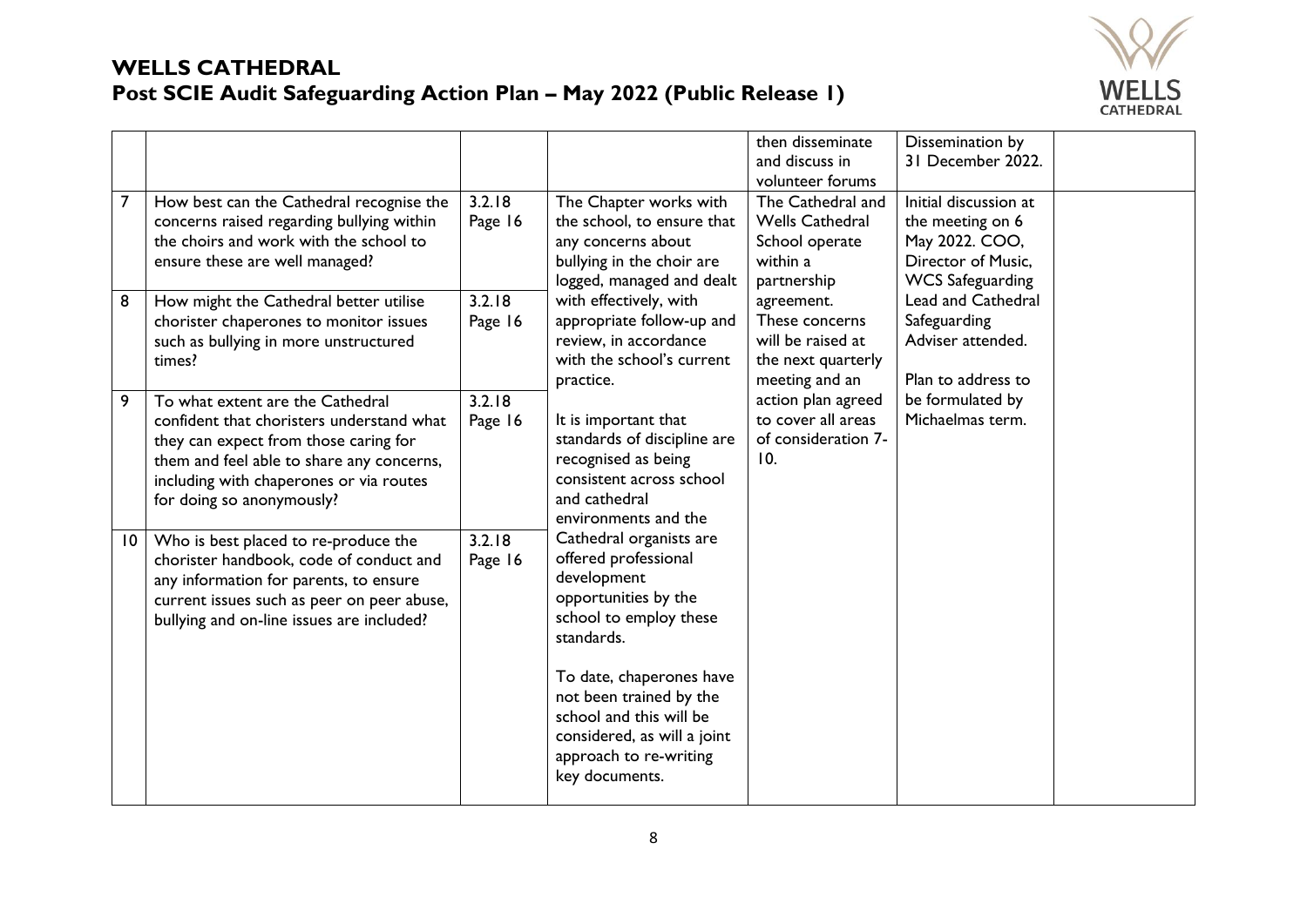# WELLS CATHEDRAL

## Post SCIE Audit Safeguarding Action Plan – May 2022 (Public Release 1)

| | | | | | | |
|---|---|---|---|---|---|---|
| | | | | then disseminate and discuss in volunteer forums | Dissemination by 31 December 2022. | |
| 7 | How best can the Cathedral recognise the concerns raised regarding bullying within the choirs and work with the school to ensure these are well managed? | 3.2.18 Page 16 | The Chapter works with the school, to ensure that any concerns about bullying in the choir are logged, managed and dealt with effectively, with appropriate follow-up and review, in accordance with the school's current practice.<br><br>It is important that standards of discipline are recognised as being consistent across school and cathedral environments and the Cathedral organists are offered professional development opportunities by the school to employ these standards.<br><br>To date, chaperones have not been trained by the school and this will be considered, as will a joint approach to re-writing key documents. | The Cathedral and Wells Cathedral School operate within a partnership agreement. These concerns will be raised at the next quarterly meeting and an action plan agreed to cover all areas of consideration 7-10. | Initial discussion at the meeting on 6 May 2022. COO, Director of Music, WCS Safeguarding Lead and Cathedral Safeguarding Adviser attended.<br><br>Plan to address to be formulated by Michaelmas term. | |
| 8 | How might the Cathedral better utilise chorister chaperones to monitor issues such as bullying in more unstructured times? | 3.2.18 Page 16 | | | | |
| 9 | To what extent are the Cathedral confident that choristers understand what they can expect from those caring for them and feel able to share any concerns, including with chaperones or via routes for doing so anonymously? | 3.2.18 Page 16 | | | | |
| 10 | Who is best placed to re-produce the chorister handbook, code of conduct and any information for parents, to ensure current issues such as peer on peer abuse, bullying and on-line issues are included? | 3.2.18 Page 16 | | | | |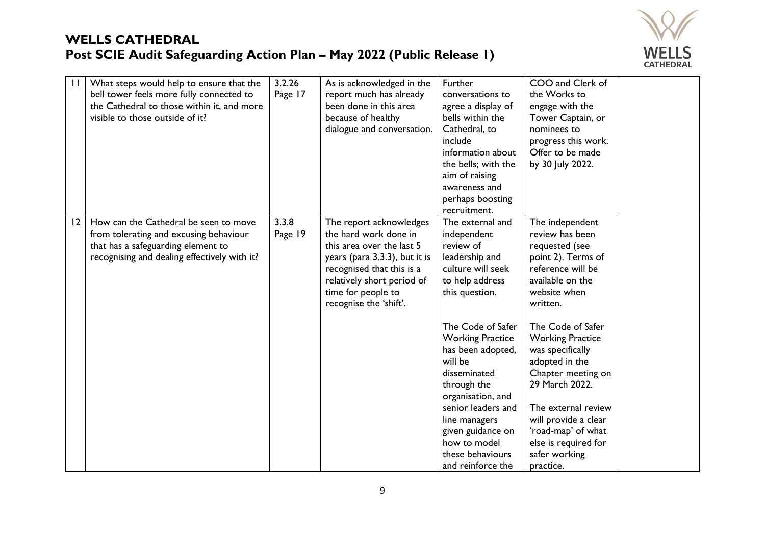| 11 | What steps would help to ensure that the bell tower feels more fully connected to the Cathedral to those within it, and more visible to those outside of it? | 3.2.26 Page 17 | As is acknowledged in the report much has already been done in this area because of healthy dialogue and conversation. | Further conversations to agree a display of bells within the Cathedral, to include information about the bells; with the aim of raising awareness and perhaps boosting recruitment. | COO and Clerk of the Works to engage with the Tower Captain, or nominees to progress this work. Offer to be made by 30 July 2022. | |
|---|---|---|---|---|---|---|
| 12 | How can the Cathedral be seen to move from tolerating and excusing behaviour that has a safeguarding element to recognising and dealing effectively with it? | 3.3.8 Page 19 | The report acknowledges the hard work done in this area over the last 5 years (para 3.3.3), but it is recognised that this is a relatively short period of time for people to recognise the 'shift'. | The external and independent review of leadership and culture will seek to help address this question.<br><br>The Code of Safer Working Practice has been adopted, will be disseminated through the organisation, and senior leaders and line managers given guidance on how to model these behaviours and reinforce the | The independent review has been requested (see point 2). Terms of reference will be available on the website when written.<br><br>The Code of Safer Working Practice was specifically adopted in the Chapter meeting on 29 March 2022.<br><br>The external review will provide a clear 'road-map' of what else is required for safer working practice. | |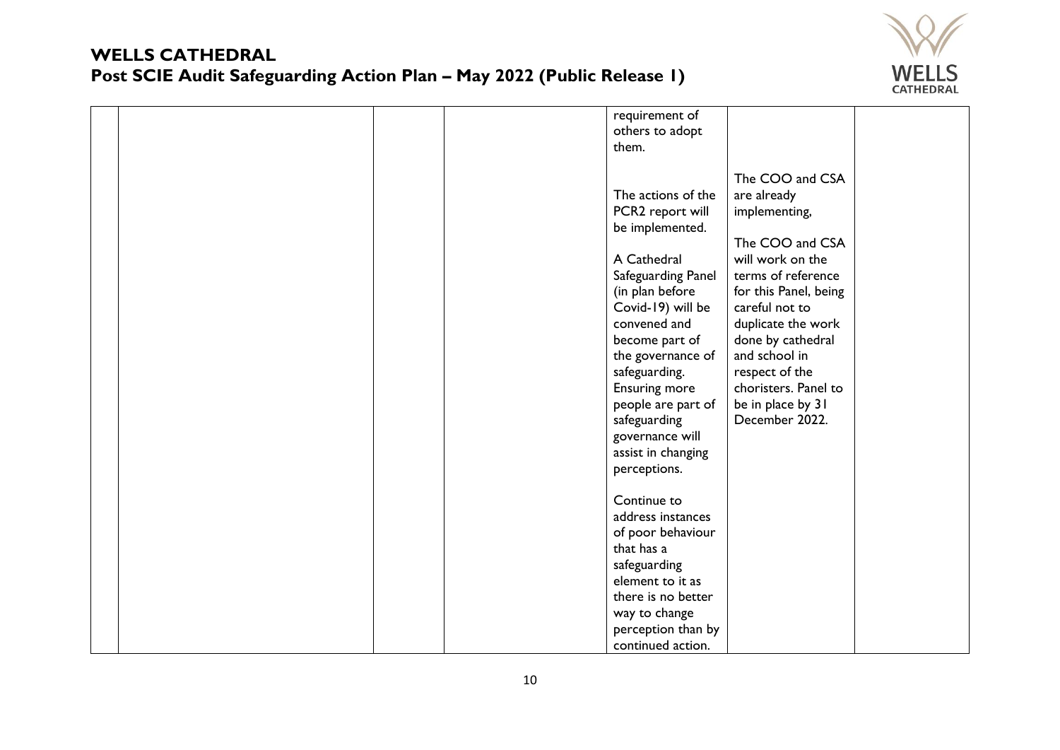| | | | | | | |
|---|---|---|---|---|---|---|
| | | | | requirement of others to adopt them.<br><br>The actions of the PCR2 report will be implemented.<br><br>A Cathedral Safeguarding Panel (in plan before Covid-19) will be convened and become part of the governance of safeguarding. Ensuring more people are part of safeguarding governance will assist in changing perceptions.<br><br>Continue to address instances of poor behaviour that has a safeguarding element to it as there is no better way to change perception than by continued action. | The COO and CSA are already implementing,<br><br>The COO and CSA will work on the terms of reference for this Panel, being careful not to duplicate the work done by cathedral and school in respect of the choristers. Panel to be in place by 31 December 2022. | |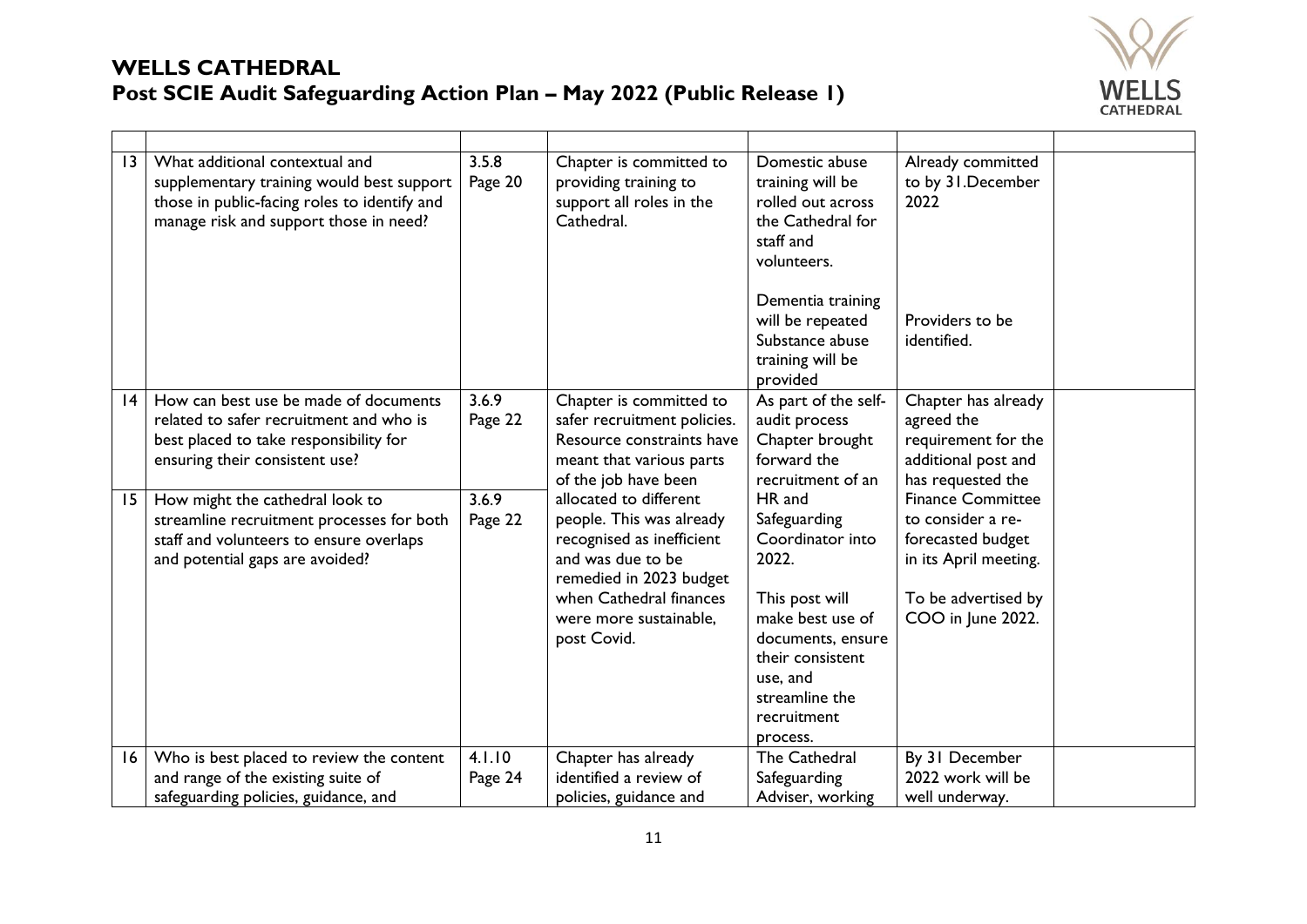# WELLS CATHEDRAL

## Post SCIE Audit Safeguarding Action Plan – May 2022 (Public Release 1)

| | | | | | | |
|---|---|---|---|---|---|---|
| 13 | What additional contextual and supplementary training would best support those in public-facing roles to identify and manage risk and support those in need? | 3.5.8 Page 20 | Chapter is committed to providing training to support all roles in the Cathedral. | Domestic abuse training will be rolled out across the Cathedral for staff and volunteers.<br><br>Dementia training will be repeated Substance abuse training will be provided | Already committed to by 31.December 2022<br><br>Providers to be identified. | |
| 14 | How can best use be made of documents related to safer recruitment and who is best placed to take responsibility for ensuring their consistent use? | 3.6.9 Page 22 | Chapter is committed to safer recruitment policies. Resource constraints have meant that various parts of the job have been allocated to different people. This was already recognised as inefficient and was due to be remedied in 2023 budget when Cathedral finances were more sustainable, post Covid. | As part of the self-audit process Chapter brought forward the recruitment of an HR and Safeguarding Coordinator into 2022.<br><br>This post will make best use of documents, ensure their consistent use, and streamline the recruitment process. | Chapter has already agreed the requirement for the additional post and has requested the Finance Committee to consider a re-forecasted budget in its April meeting.<br><br>To be advertised by COO in June 2022. | |
| 15 | How might the cathedral look to streamline recruitment processes for both staff and volunteers to ensure overlaps and potential gaps are avoided? | 3.6.9 Page 22 | | | | |
| 16 | Who is best placed to review the content and range of the existing suite of safeguarding policies, guidance, and | 4.1.10 Page 24 | Chapter has already identified a review of policies, guidance and | The Cathedral Safeguarding Adviser, working | By 31 December 2022 work will be well underway. | |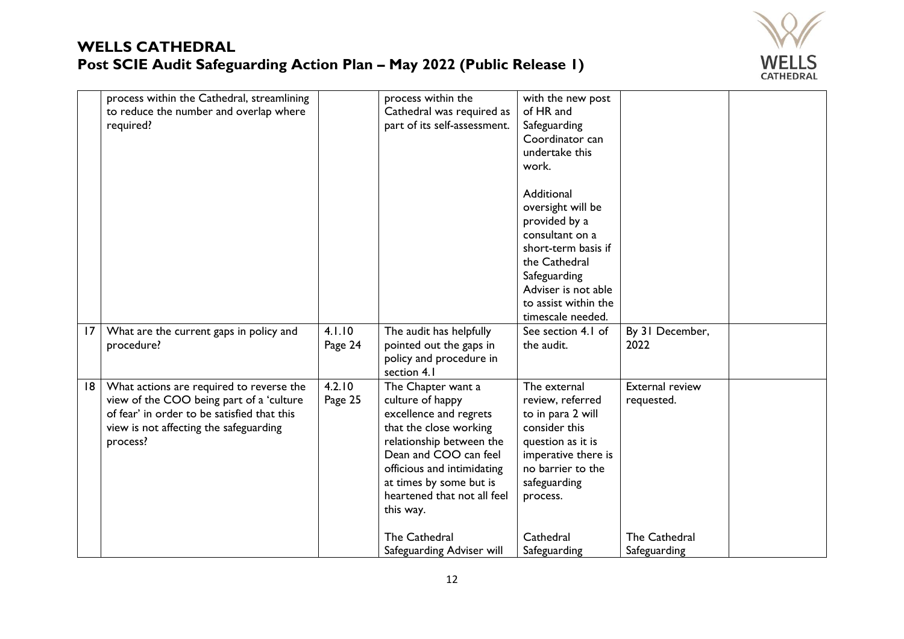| | | | | | | |
|---|---|---|---|---|---|---|
| | process within the Cathedral, streamlining to reduce the number and overlap where required? | | process within the Cathedral was required as part of its self-assessment. | with the new post of HR and Safeguarding Coordinator can undertake this work.<br><br>Additional oversight will be provided by a consultant on a short-term basis if the Cathedral Safeguarding Adviser is not able to assist within the timescale needed. | | |
| 17 | What are the current gaps in policy and procedure? | 4.1.10 Page 24 | The audit has helpfully pointed out the gaps in policy and procedure in section 4.1 | See section 4.1 of the audit. | By 31 December, 2022 | |
| 18 | What actions are required to reverse the view of the COO being part of a 'culture of fear' in order to be satisfied that this view is not affecting the safeguarding process? | 4.2.10 Page 25 | The Chapter want a culture of happy excellence and regrets that the close working relationship between the Dean and COO can feel officious and intimidating at times by some but is heartened that not all feel this way.<br><br>The Cathedral Safeguarding Adviser will | The external review, referred to in para 2 will consider this question as it is imperative there is no barrier to the safeguarding process.<br><br>Cathedral Safeguarding | External review requested.<br><br>The Cathedral Safeguarding | |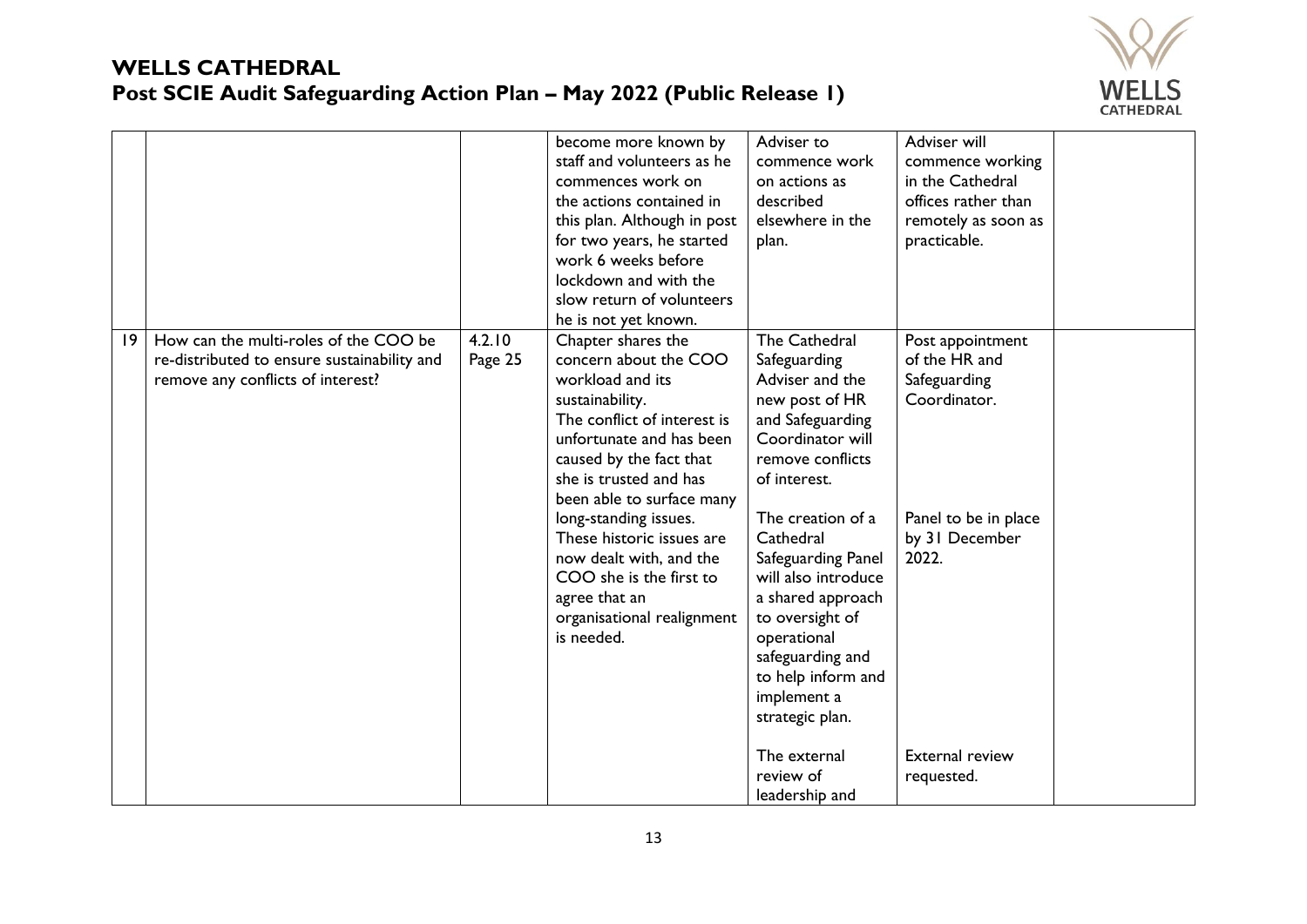| | | | | | | |
|---|---|---|---|---|---|---|
| | | | become more known by staff and volunteers as he commences work on the actions contained in this plan. Although in post for two years, he started work 6 weeks before lockdown and with the slow return of volunteers he is not yet known. | Adviser to commence work on actions as described elsewhere in the plan. | Adviser will commence working in the Cathedral offices rather than remotely as soon as practicable. | |
| 19 | How can the multi-roles of the COO be re-distributed to ensure sustainability and remove any conflicts of interest? | 4.2.10 Page 25 | Chapter shares the concern about the COO workload and its sustainability. The conflict of interest is unfortunate and has been caused by the fact that she is trusted and has been able to surface many long-standing issues. These historic issues are now dealt with, and the COO she is the first to agree that an organisational realignment is needed. | The Cathedral Safeguarding Adviser and the new post of HR and Safeguarding Coordinator will remove conflicts of interest.<br><br>The creation of a Cathedral Safeguarding Panel will also introduce a shared approach to oversight of operational safeguarding and to help inform and implement a strategic plan.<br><br>The external review of leadership and | Post appointment of the HR and Safeguarding Coordinator.<br><br>Panel to be in place by 31 December 2022.<br><br>External review requested. | |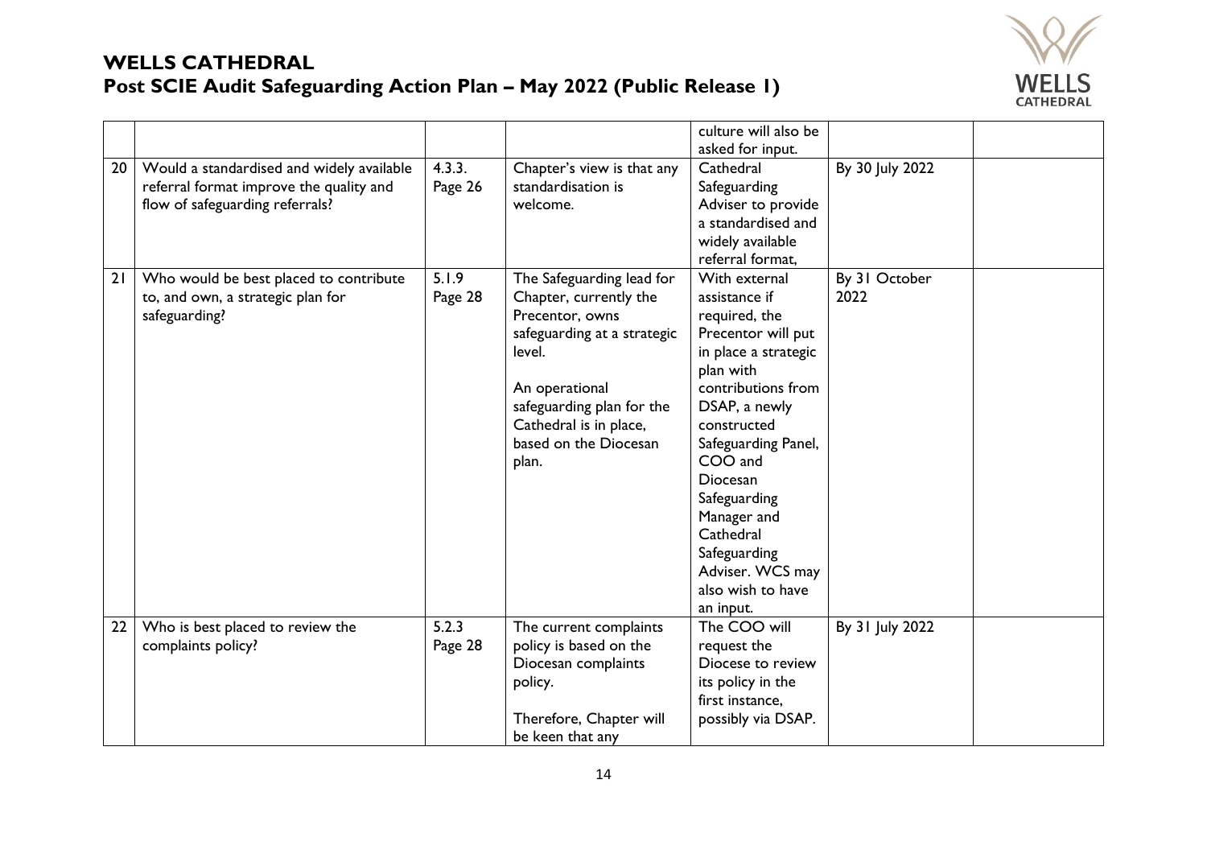# WELLS CATHEDRAL

## Post SCIE Audit Safeguarding Action Plan – May 2022 (Public Release 1)

| | | | | | | |
|---|---|---|---|---|---|---|
| | | | | culture will also be asked for input. | | |
| 20 | Would a standardised and widely available referral format improve the quality and flow of safeguarding referrals? | 4.3.3. Page 26 | Chapter's view is that any standardisation is welcome. | Cathedral Safeguarding Adviser to provide a standardised and widely available referral format, | By 30 July 2022 | |
| 21 | Who would be best placed to contribute to, and own, a strategic plan for safeguarding? | 5.1.9 Page 28 | The Safeguarding lead for Chapter, currently the Precentor, owns safeguarding at a strategic level.<br><br>An operational safeguarding plan for the Cathedral is in place, based on the Diocesan plan. | With external assistance if required, the Precentor will put in place a strategic plan with contributions from DSAP, a newly constructed Safeguarding Panel, COO and Diocesan Safeguarding Manager and Cathedral Safeguarding Adviser. WCS may also wish to have an input. | By 31 October 2022 | |
| 22 | Who is best placed to review the complaints policy? | 5.2.3 Page 28 | The current complaints policy is based on the Diocesan complaints policy.<br><br>Therefore, Chapter will be keen that any | The COO will request the Diocese to review its policy in the first instance, possibly via DSAP. | By 31 July 2022 | |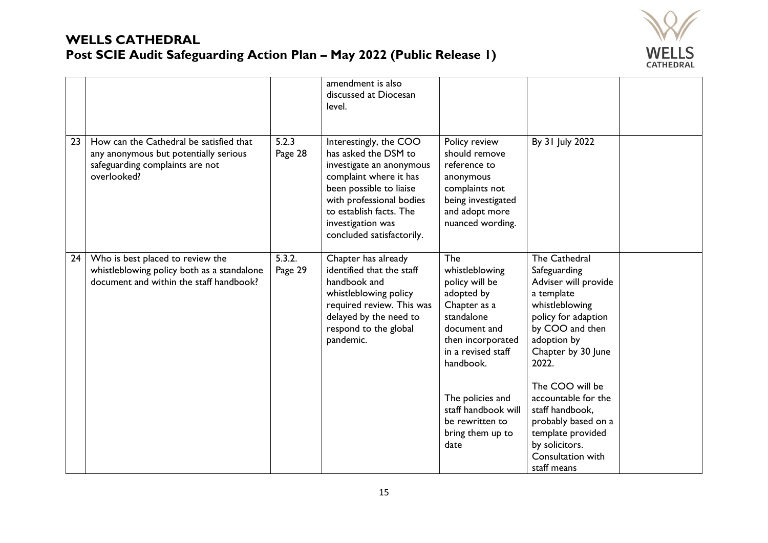| | | | | | | |
|---|---|---|---|---|---|---|
| | | | amendment is also discussed at Diocesan level. | | | |
| 23 | How can the Cathedral be satisfied that any anonymous but potentially serious safeguarding complaints are not overlooked? | 5.2.3 Page 28 | Interestingly, the COO has asked the DSM to investigate an anonymous complaint where it has been possible to liaise with professional bodies to establish facts. The investigation was concluded satisfactorily. | Policy review should remove reference to anonymous complaints not being investigated and adopt more nuanced wording. | By 31 July 2022 | |
| 24 | Who is best placed to review the whistleblowing policy both as a standalone document and within the staff handbook? | 5.3.2. Page 29 | Chapter has already identified that the staff handbook and whistleblowing policy required review. This was delayed by the need to respond to the global pandemic. | The whistleblowing policy will be adopted by Chapter as a standalone document and then incorporated in a revised staff handbook.<br><br>The policies and staff handbook will be rewritten to bring them up to date | The Cathedral Safeguarding Adviser will provide a template whistleblowing policy for adaption by COO and then adoption by Chapter by 30 June 2022.<br><br>The COO will be accountable for the staff handbook, probably based on a template provided by solicitors. Consultation with staff means | |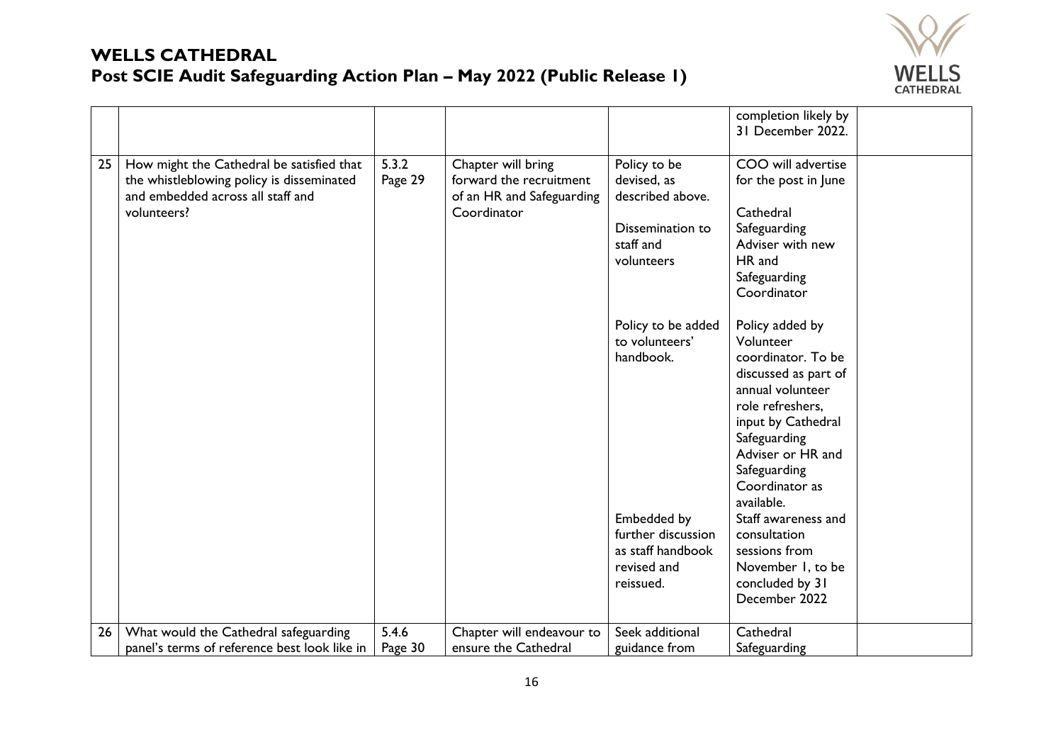| | | | | | | |
|---|---|---|---|---|---|---|
| | | | | | completion likely by 31 December 2022. | |
| 25 | How might the Cathedral be satisfied that the whistleblowing policy is disseminated and embedded across all staff and volunteers? | 5.3.2 Page 29 | Chapter will bring forward the recruitment of an HR and Safeguarding Coordinator | Policy to be devised, as described above. | COO will advertise for the post in June | |
| | | | | Dissemination to staff and volunteers | Cathedral Safeguarding Adviser with new HR and Safeguarding Coordinator | |
| | | | | Policy to be added to volunteers' handbook. | Policy added by Volunteer coordinator. To be discussed as part of annual volunteer role refreshers, input by Cathedral Safeguarding Adviser or HR and Safeguarding Coordinator as available. | |
| | | | | Embedded by further discussion as staff handbook revised and reissued. | Staff awareness and consultation sessions from November 1, to be concluded by 31 December 2022 | |
| 26 | What would the Cathedral safeguarding panel's terms of reference best look like in | 5.4.6 Page 30 | Chapter will endeavour to ensure the Cathedral | Seek additional guidance from | Cathedral Safeguarding | |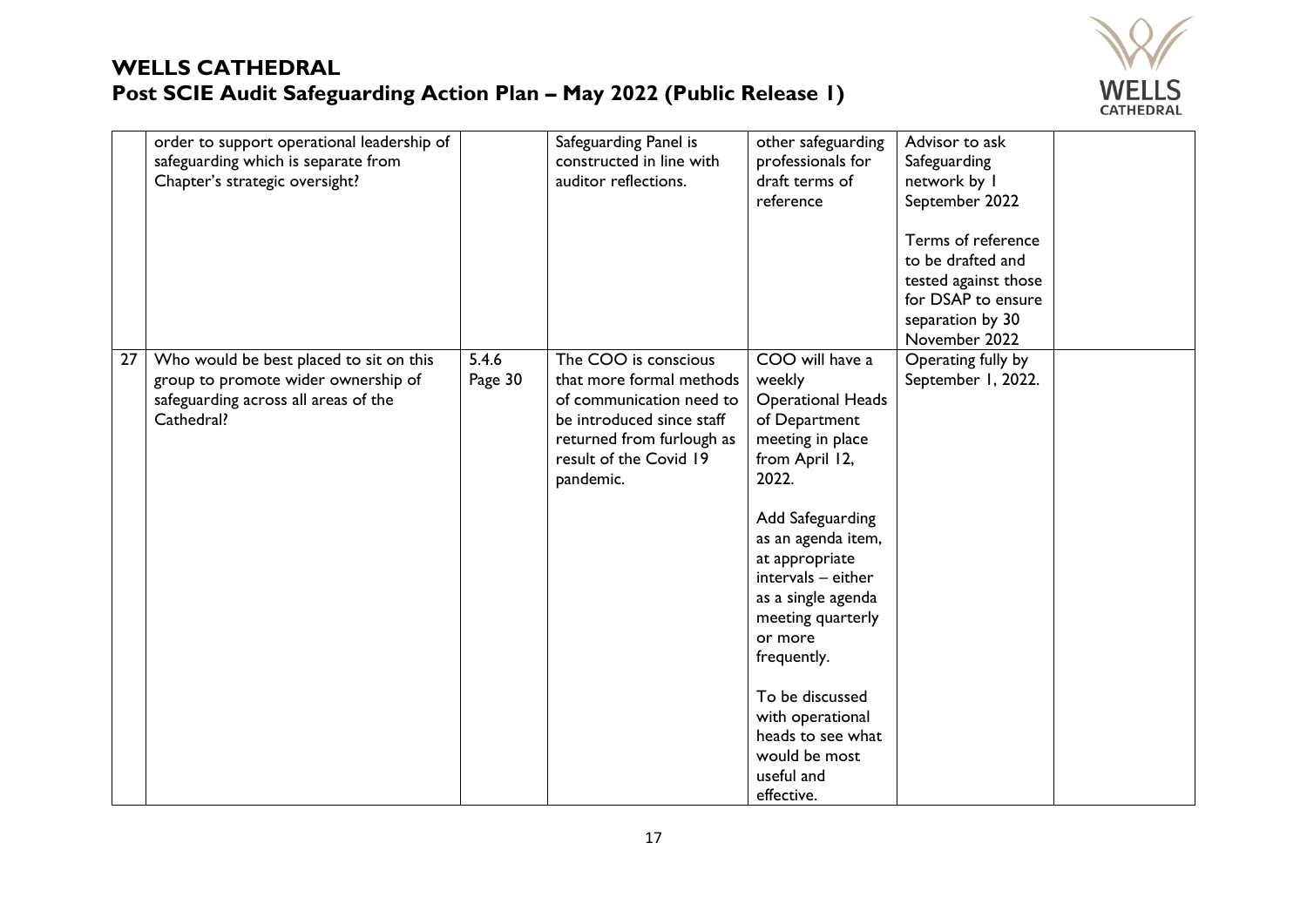| | | | | | | |
|---|---|---|---|---|---|---|
| | order to support operational leadership of safeguarding which is separate from Chapter's strategic oversight? | | Safeguarding Panel is constructed in line with auditor reflections. | other safeguarding professionals for draft terms of reference | Advisor to ask Safeguarding network by 1 September 2022<br><br>Terms of reference to be drafted and tested against those for DSAP to ensure separation by 30 November 2022 | |
| 27 | Who would be best placed to sit on this group to promote wider ownership of safeguarding across all areas of the Cathedral? | 5.4.6 Page 30 | The COO is conscious that more formal methods of communication need to be introduced since staff returned from furlough as result of the Covid 19 pandemic. | COO will have a weekly Operational Heads of Department meeting in place from April 12, 2022.<br><br>Add Safeguarding as an agenda item, at appropriate intervals – either as a single agenda meeting quarterly or more frequently.<br><br>To be discussed with operational heads to see what would be most useful and effective. | Operating fully by September 1, 2022. | |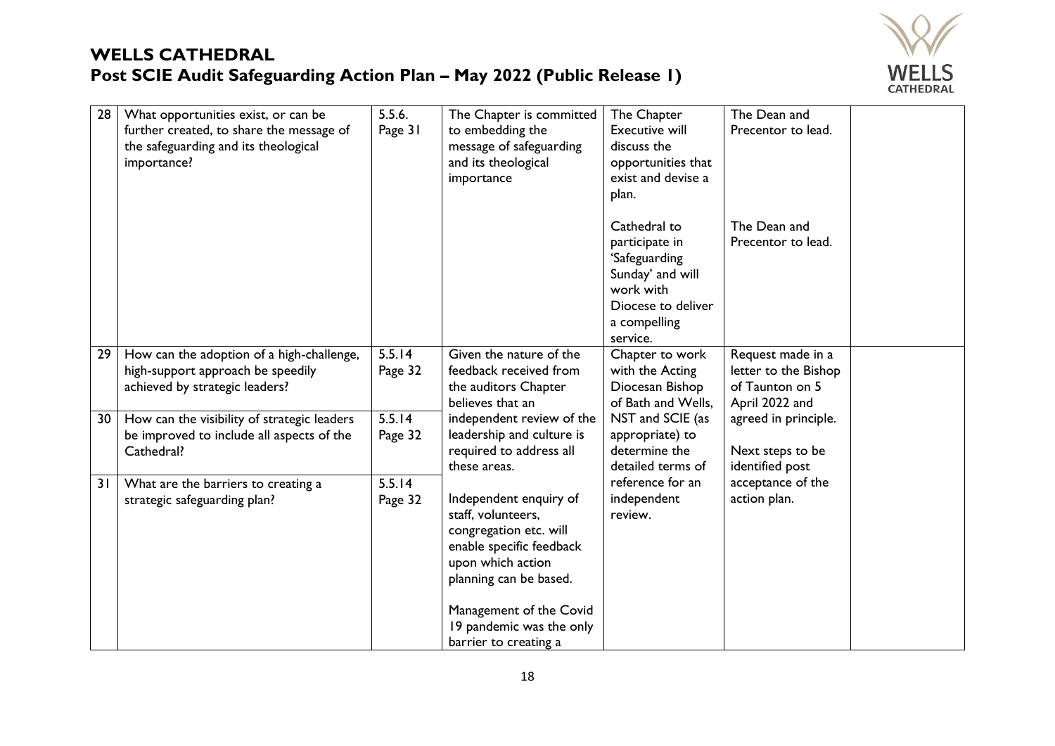# WELLS CATHEDRAL

## Post SCIE Audit Safeguarding Action Plan – May 2022 (Public Release 1)

| | | | | | | |
|---|---|---|---|---|---|---|
| 28 | What opportunities exist, or can be further created, to share the message of the safeguarding and its theological importance? | 5.5.6. Page 31 | The Chapter is committed to embedding the message of safeguarding and its theological importance | The Chapter Executive will discuss the opportunities that exist and devise a plan. | The Dean and Precentor to lead. | |
| | | | | Cathedral to participate in 'Safeguarding Sunday' and will work with Diocese to deliver a compelling service. | The Dean and Precentor to lead. | |
| 29 | How can the adoption of a high-challenge, high-support approach be speedily achieved by strategic leaders? | 5.5.14 Page 32 | Given the nature of the feedback received from the auditors Chapter believes that an independent review of the leadership and culture is required to address all these areas.<br><br>Independent enquiry of staff, volunteers, congregation etc. will enable specific feedback upon which action planning can be based.<br><br>Management of the Covid 19 pandemic was the only barrier to creating a | Chapter to work with the Acting Diocesan Bishop of Bath and Wells, NST and SCIE (as appropriate) to determine the detailed terms of reference for an independent review. | Request made in a letter to the Bishop of Taunton on 5 April 2022 and agreed in principle.<br><br>Next steps to be identified post acceptance of the action plan. | |
| 30 | How can the visibility of strategic leaders be improved to include all aspects of the Cathedral? | 5.5.14 Page 32 | | | | |
| 31 | What are the barriers to creating a strategic safeguarding plan? | 5.5.14 Page 32 | | | | |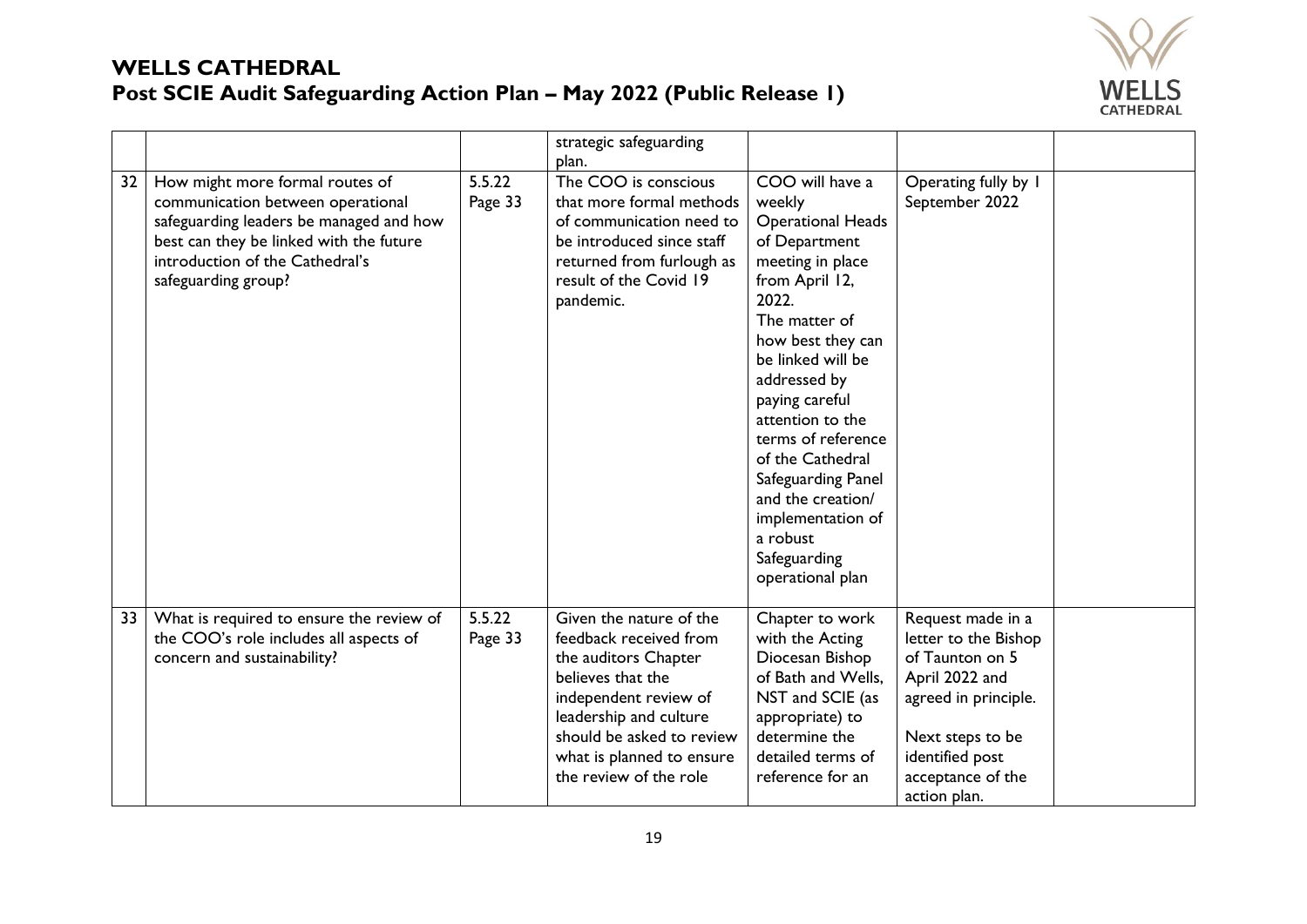# WELLS CATHEDRAL
## Post SCIE Audit Safeguarding Action Plan – May 2022 (Public Release 1)

| | | | | | | |
|---|---|---|---|---|---|---|
| | | | strategic safeguarding plan. | | | |
| 32 | How might more formal routes of communication between operational safeguarding leaders be managed and how best can they be linked with the future introduction of the Cathedral's safeguarding group? | 5.5.22 Page 33 | The COO is conscious that more formal methods of communication need to be introduced since staff returned from furlough as result of the Covid 19 pandemic. | COO will have a weekly Operational Heads of Department meeting in place from April 12, 2022. The matter of how best they can be linked will be addressed by paying careful attention to the terms of reference of the Cathedral Safeguarding Panel and the creation/ implementation of a robust Safeguarding operational plan | Operating fully by 1 September 2022 | |
| 33 | What is required to ensure the review of the COO's role includes all aspects of concern and sustainability? | 5.5.22 Page 33 | Given the nature of the feedback received from the auditors Chapter believes that the independent review of leadership and culture should be asked to review what is planned to ensure the review of the role | Chapter to work with the Acting Diocesan Bishop of Bath and Wells, NST and SCIE (as appropriate) to determine the detailed terms of reference for an | Request made in a letter to the Bishop of Taunton on 5 April 2022 and agreed in principle.<br><br>Next steps to be identified post acceptance of the action plan. | |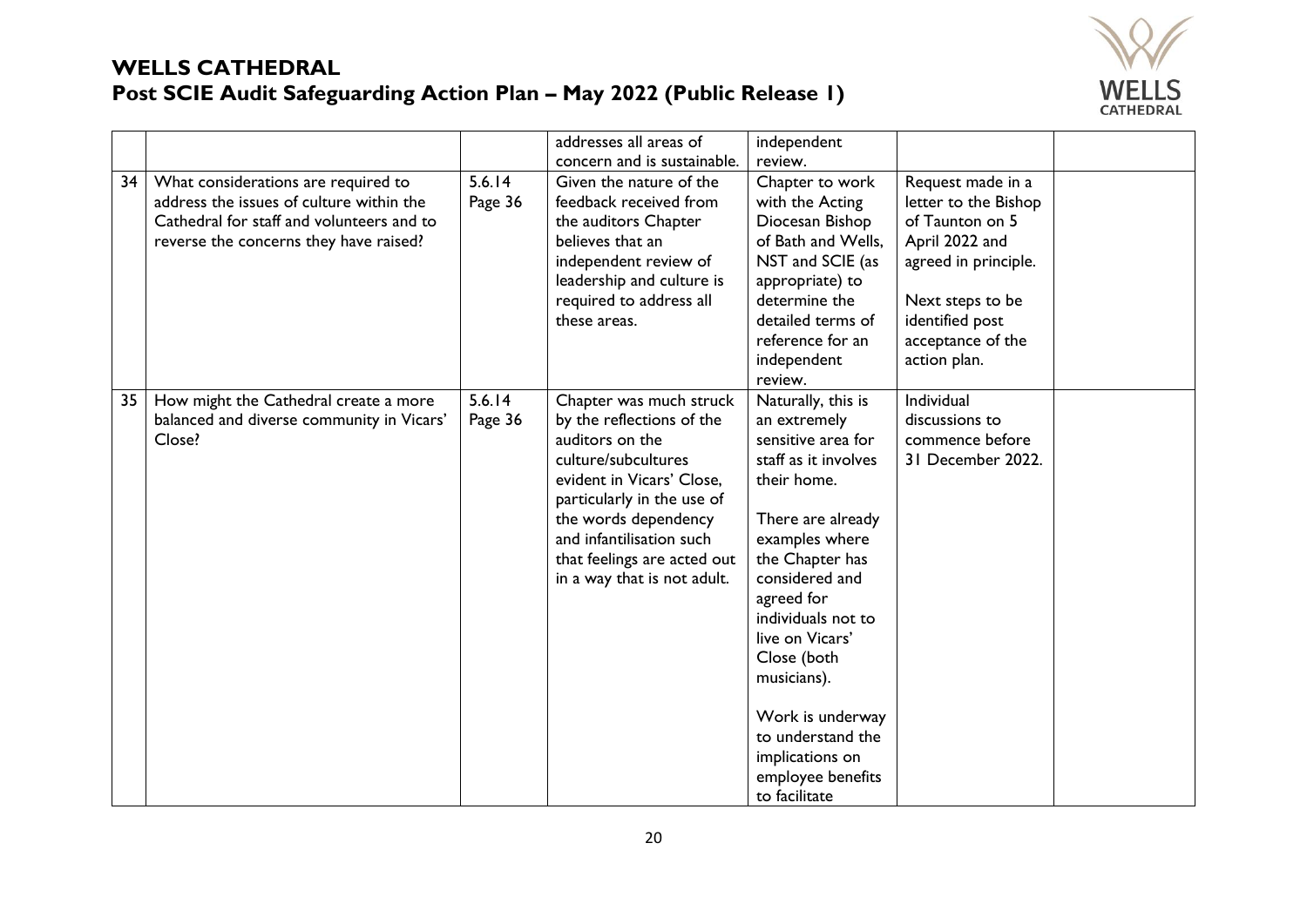| | | | | | | |
|---|---|---|---|---|---|---|
| | | | addresses all areas of concern and is sustainable. | independent review. | | |
| 34 | What considerations are required to address the issues of culture within the Cathedral for staff and volunteers and to reverse the concerns they have raised? | 5.6.14 Page 36 | Given the nature of the feedback received from the auditors Chapter believes that an independent review of leadership and culture is required to address all these areas. | Chapter to work with the Acting Diocesan Bishop of Bath and Wells, NST and SCIE (as appropriate) to determine the detailed terms of reference for an independent review. | Request made in a letter to the Bishop of Taunton on 5 April 2022 and agreed in principle.<br><br>Next steps to be identified post acceptance of the action plan. | |
| 35 | How might the Cathedral create a more balanced and diverse community in Vicars' Close? | 5.6.14 Page 36 | Chapter was much struck by the reflections of the auditors on the culture/subcultures evident in Vicars' Close, particularly in the use of the words dependency and infantilisation such that feelings are acted out in a way that is not adult. | Naturally, this is an extremely sensitive area for staff as it involves their home.<br><br>There are already examples where the Chapter has considered and agreed for individuals not to live on Vicars' Close (both musicians).<br><br>Work is underway to understand the implications on employee benefits to facilitate | Individual discussions to commence before 31 December 2022. | |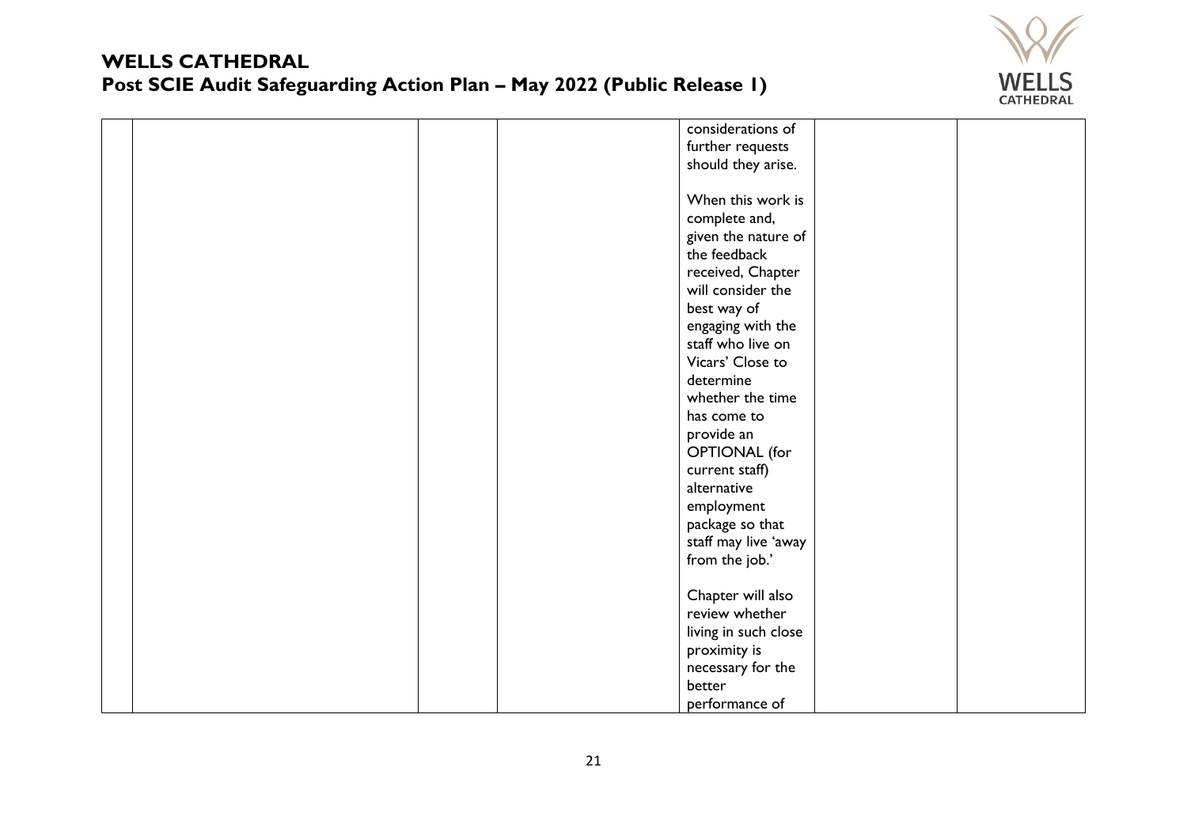| | | | | | | |
|---|---|---|---|---|---|---|
| | | | | considerations of further requests should they arise.<br><br>When this work is complete and, given the nature of the feedback received, Chapter will consider the best way of engaging with the staff who live on Vicars' Close to determine whether the time has come to provide an OPTIONAL (for current staff) alternative employment package so that staff may live 'away from the job.'<br><br>Chapter will also review whether living in such close proximity is necessary for the better performance of | | |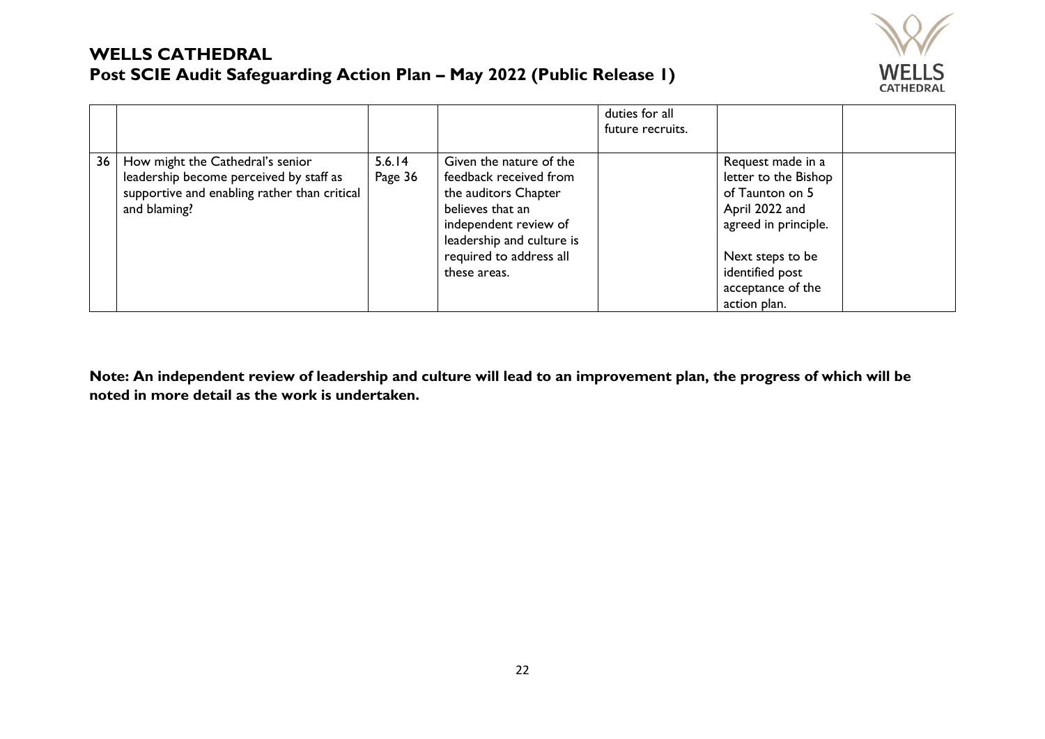| | | | | | | |
|---|---|---|---|---|---|---|
| | | | | duties for all future recruits. | | |
| 36 | How might the Cathedral's senior leadership become perceived by staff as supportive and enabling rather than critical and blaming? | 5.6.14 Page 36 | Given the nature of the feedback received from the auditors Chapter believes that an independent review of leadership and culture is required to address all these areas. | | Request made in a letter to the Bishop of Taunton on 5 April 2022 and agreed in principle.<br><br>Next steps to be identified post acceptance of the action plan. | |

**Note: An independent review of leadership and culture will lead to an improvement plan, the progress of which will be noted in more detail as the work is undertaken.**